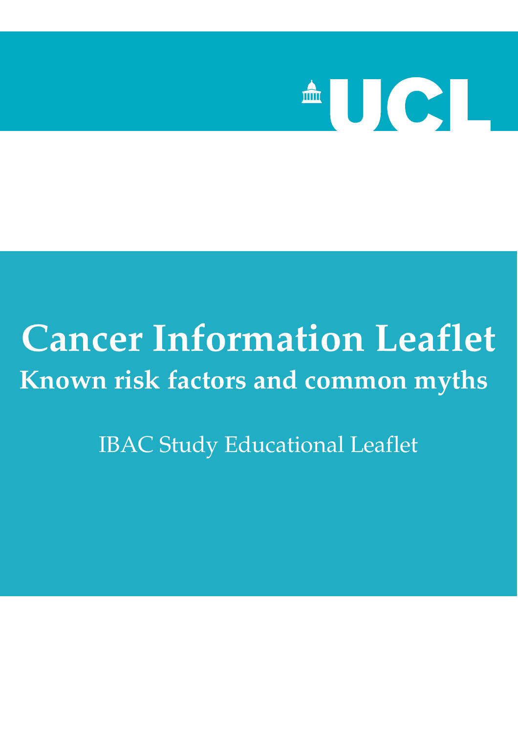UCL

# Cancer Information Leaflet

## Known risk factors and common myths

IBAC Study Educational Leaflet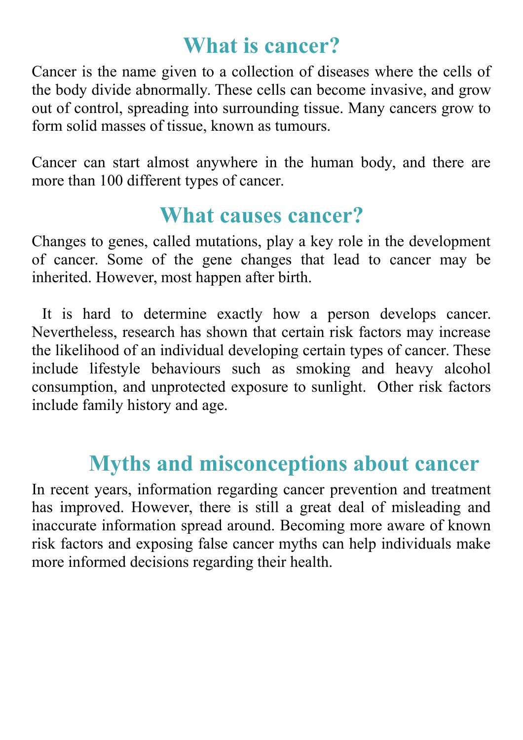## What is cancer?

Cancer is the name given to a collection of diseases where the cells of the body divide abnormally. These cells can become invasive, and grow out of control, spreading into surrounding tissue. Many cancers grow to form solid masses of tissue, known as tumours.

Cancer can start almost anywhere in the human body, and there are more than 100 different types of cancer.

## What causes cancer?

Changes to genes, called mutations, play a key role in the development of cancer. Some of the gene changes that lead to cancer may be inherited. However, most happen after birth.

It is hard to determine exactly how a person develops cancer. Nevertheless, research has shown that certain risk factors may increase the likelihood of an individual developing certain types of cancer. These include lifestyle behaviours such as smoking and heavy alcohol consumption, and unprotected exposure to sunlight. Other risk factors include family history and age.

## Myths and misconceptions about cancer

In recent years, information regarding cancer prevention and treatment has improved. However, there is still a great deal of misleading and inaccurate information spread around. Becoming more aware of known risk factors and exposing false cancer myths can help individuals make more informed decisions regarding their health.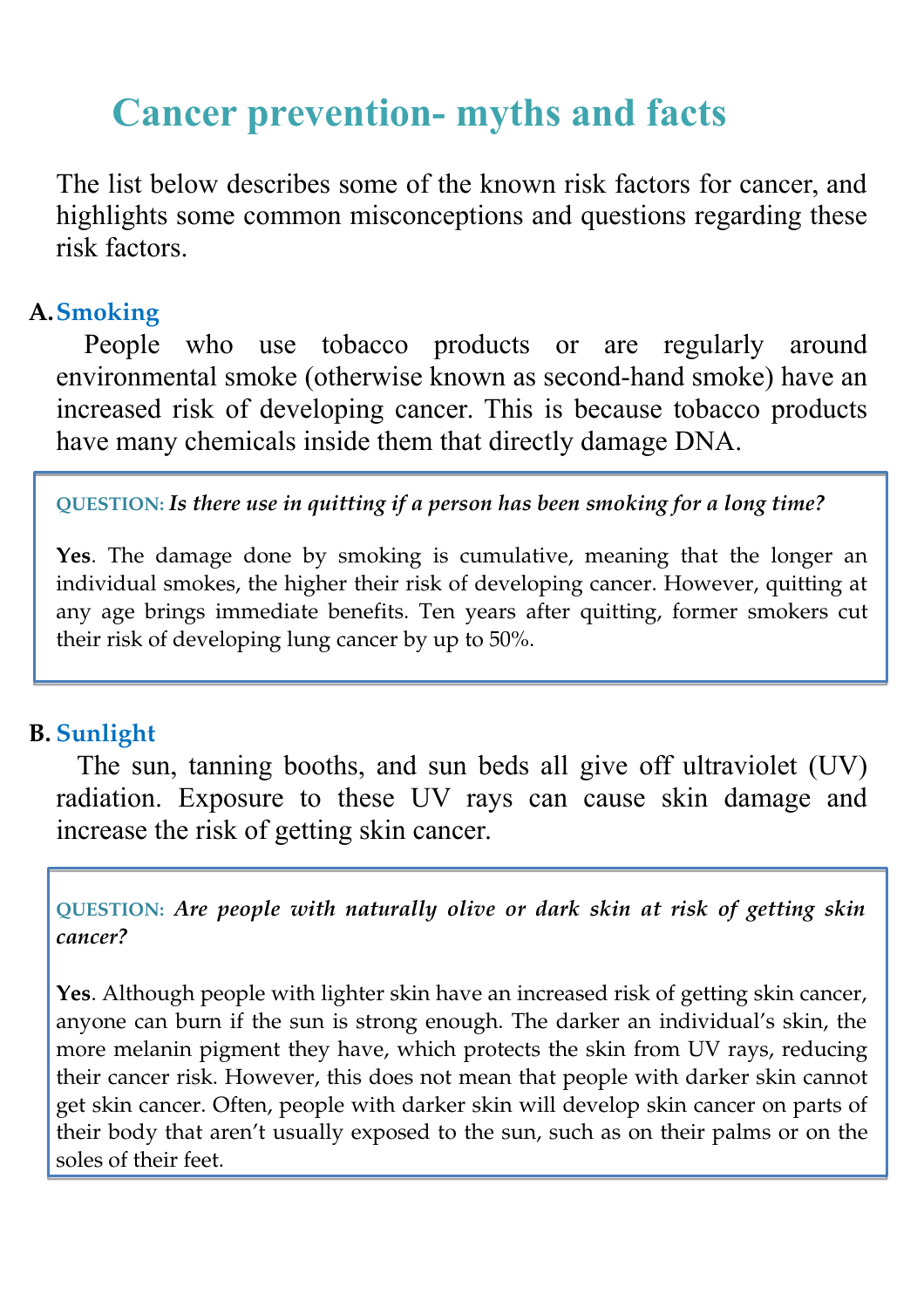# Cancer prevention- myths and facts

The list below describes some of the known risk factors for cancer, and highlights some common misconceptions and questions regarding these risk factors.

## A. Smoking

People who use tobacco products or are regularly around environmental smoke (otherwise known as second-hand smoke) have an increased risk of developing cancer. This is because tobacco products have many chemicals inside them that directly damage DNA.

> **QUESTION:** ***Is there use in quitting if a person has been smoking for a long time?***
>
> **Yes**. The damage done by smoking is cumulative, meaning that the longer an individual smokes, the higher their risk of developing cancer. However, quitting at any age brings immediate benefits. Ten years after quitting, former smokers cut their risk of developing lung cancer by up to 50%.

## B. Sunlight

The sun, tanning booths, and sun beds all give off ultraviolet (UV) radiation. Exposure to these UV rays can cause skin damage and increase the risk of getting skin cancer.

> **QUESTION:** ***Are people with naturally olive or dark skin at risk of getting skin cancer?***
>
> **Yes**. Although people with lighter skin have an increased risk of getting skin cancer, anyone can burn if the sun is strong enough. The darker an individual's skin, the more melanin pigment they have, which protects the skin from UV rays, reducing their cancer risk. However, this does not mean that people with darker skin cannot get skin cancer. Often, people with darker skin will develop skin cancer on parts of their body that aren't usually exposed to the sun, such as on their palms or on the soles of their feet.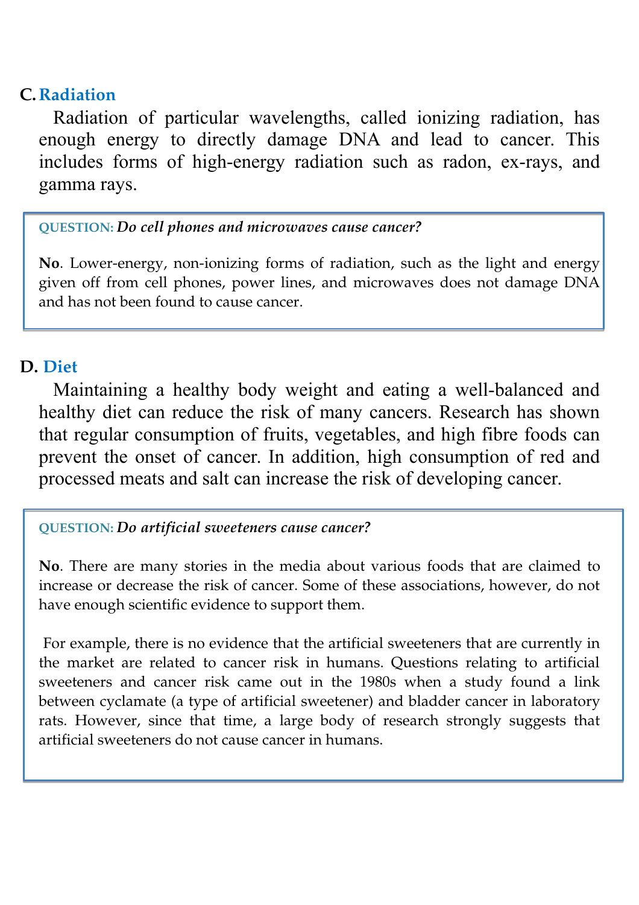## C. Radiation

Radiation of particular wavelengths, called ionizing radiation, has enough energy to directly damage DNA and lead to cancer. This includes forms of high-energy radiation such as radon, ex-rays, and gamma rays.

> **QUESTION:** ***Do cell phones and microwaves cause cancer?***
>
> **No**. Lower-energy, non-ionizing forms of radiation, such as the light and energy given off from cell phones, power lines, and microwaves does not damage DNA and has not been found to cause cancer.

## D. Diet

Maintaining a healthy body weight and eating a well-balanced and healthy diet can reduce the risk of many cancers. Research has shown that regular consumption of fruits, vegetables, and high fibre foods can prevent the onset of cancer. In addition, high consumption of red and processed meats and salt can increase the risk of developing cancer.

> **QUESTION:** ***Do artificial sweeteners cause cancer?***
>
> **No**. There are many stories in the media about various foods that are claimed to increase or decrease the risk of cancer. Some of these associations, however, do not have enough scientific evidence to support them.
>
> For example, there is no evidence that the artificial sweeteners that are currently in the market are related to cancer risk in humans. Questions relating to artificial sweeteners and cancer risk came out in the 1980s when a study found a link between cyclamate (a type of artificial sweetener) and bladder cancer in laboratory rats. However, since that time, a large body of research strongly suggests that artificial sweeteners do not cause cancer in humans.